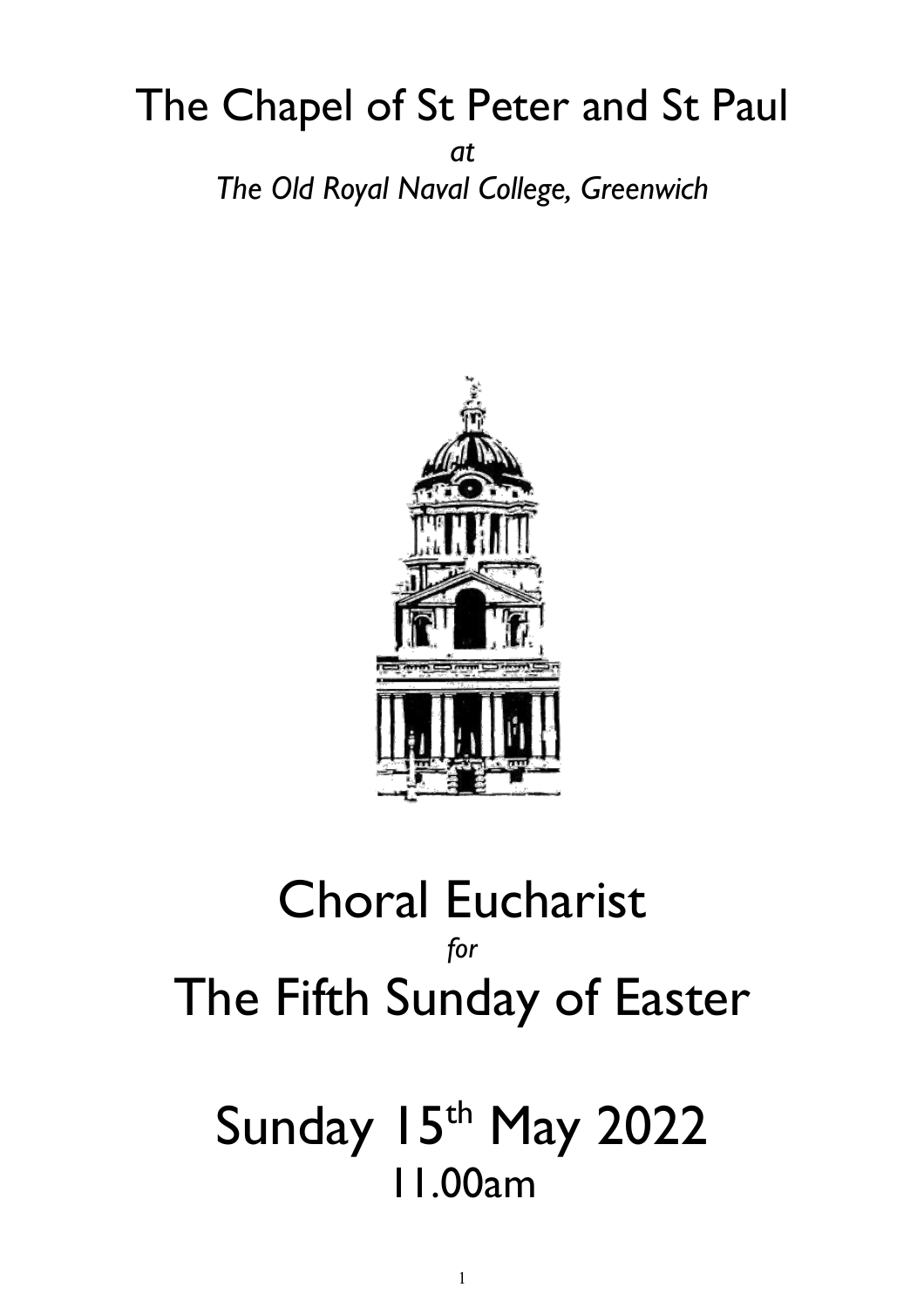# The Chapel of St Peter and St Paul

*at*

*The Old Royal Naval College, Greenwich*

# Choral Eucharist

*for*

# The Fifth Sunday of Easter

# Sunday 15th May 2022

## 11.00am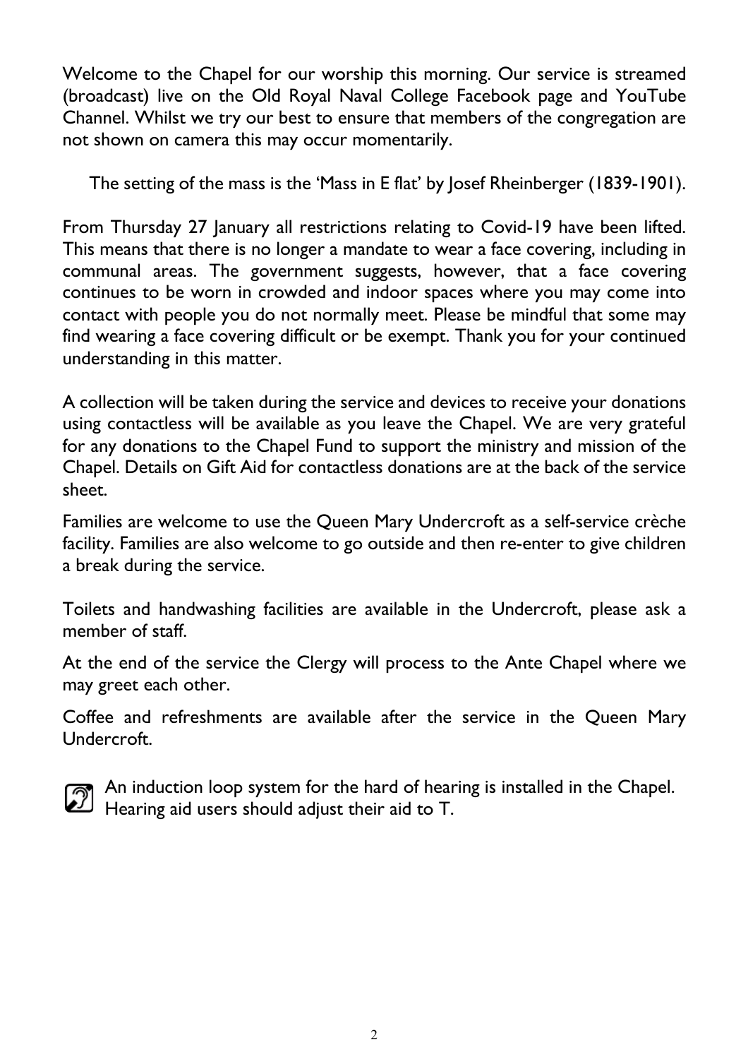Welcome to the Chapel for our worship this morning. Our service is streamed (broadcast) live on the Old Royal Naval College Facebook page and YouTube Channel. Whilst we try our best to ensure that members of the congregation are not shown on camera this may occur momentarily.

The setting of the mass is the 'Mass in E flat' by Josef Rheinberger (1839-1901).

From Thursday 27 January all restrictions relating to Covid-19 have been lifted. This means that there is no longer a mandate to wear a face covering, including in communal areas. The government suggests, however, that a face covering continues to be worn in crowded and indoor spaces where you may come into contact with people you do not normally meet. Please be mindful that some may find wearing a face covering difficult or be exempt. Thank you for your continued understanding in this matter.

A collection will be taken during the service and devices to receive your donations using contactless will be available as you leave the Chapel. We are very grateful for any donations to the Chapel Fund to support the ministry and mission of the Chapel. Details on Gift Aid for contactless donations are at the back of the service sheet.

Families are welcome to use the Queen Mary Undercroft as a self-service crèche facility. Families are also welcome to go outside and then re-enter to give children a break during the service.

Toilets and handwashing facilities are available in the Undercroft, please ask a member of staff.

At the end of the service the Clergy will process to the Ante Chapel where we may greet each other.

Coffee and refreshments are available after the service in the Queen Mary Undercroft.

An induction loop system for the hard of hearing is installed in the Chapel. Hearing aid users should adjust their aid to T.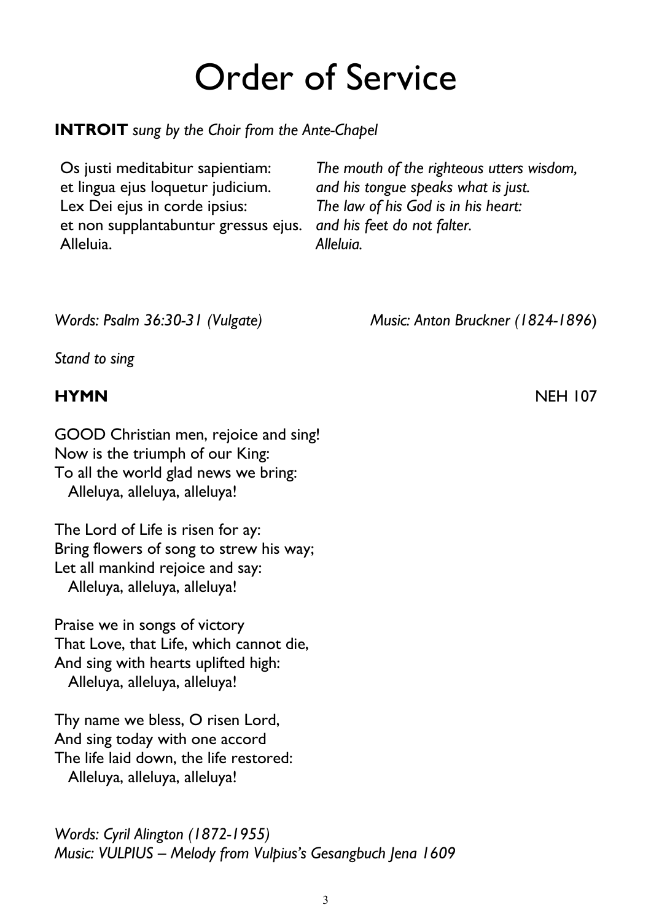# Order of Service

**INTROIT** *sung by the Choir from the Ante-Chapel*

| | |
|---|---|
| Os justi meditabitur sapientiam: | *The mouth of the righteous utters wisdom,* |
| et lingua ejus loquetur judicium. | *and his tongue speaks what is just.* |
| Lex Dei ejus in corde ipsius: | *The law of his God is in his heart:* |
| et non supplantabuntur gressus ejus. | *and his feet do not falter.* |
| Alleluia. | *Alleluia.* |

*Words: Psalm 36:30-31 (Vulgate)* *Music: Anton Bruckner (1824-1896)*

*Stand to sing*

**HYMN** NEH 107

GOOD Christian men, rejoice and sing!
Now is the triumph of our King:
To all the world glad news we bring:
 Alleluya, alleluya, alleluya!

The Lord of Life is risen for ay:
Bring flowers of song to strew his way;
Let all mankind rejoice and say:
 Alleluya, alleluya, alleluya!

Praise we in songs of victory
That Love, that Life, which cannot die,
And sing with hearts uplifted high:
 Alleluya, alleluya, alleluya!

Thy name we bless, O risen Lord,
And sing today with one accord
The life laid down, the life restored:
 Alleluya, alleluya, alleluya!

*Words: Cyril Alington (1872-1955)*
*Music: VULPIUS – Melody from Vulpius's Gesangbuch Jena 1609*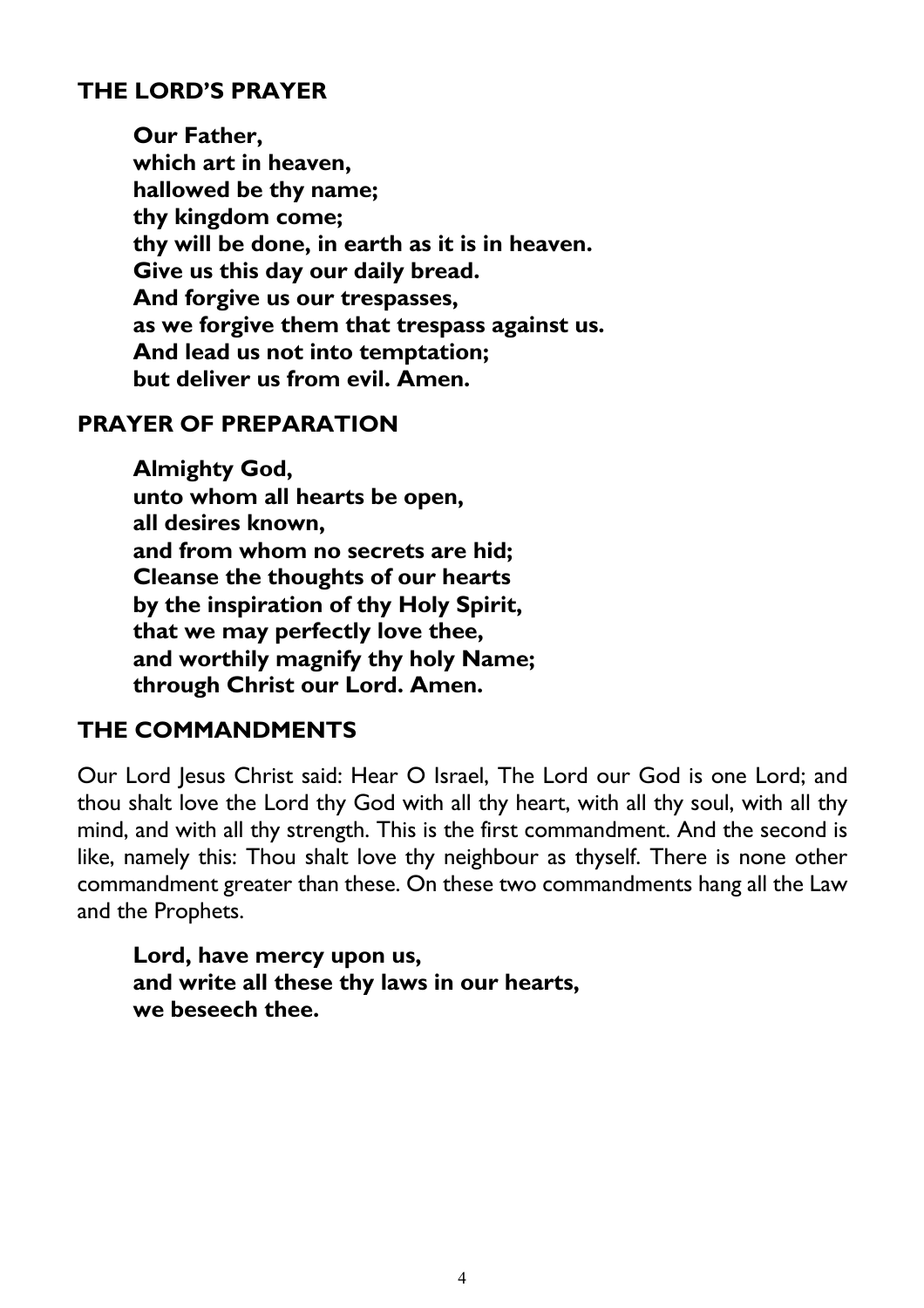## THE LORD'S PRAYER

**Our Father,**
**which art in heaven,**
**hallowed be thy name;**
**thy kingdom come;**
**thy will be done, in earth as it is in heaven.**
**Give us this day our daily bread.**
**And forgive us our trespasses,**
**as we forgive them that trespass against us.**
**And lead us not into temptation;**
**but deliver us from evil. Amen.**

## PRAYER OF PREPARATION

**Almighty God,**
**unto whom all hearts be open,**
**all desires known,**
**and from whom no secrets are hid;**
**Cleanse the thoughts of our hearts**
**by the inspiration of thy Holy Spirit,**
**that we may perfectly love thee,**
**and worthily magnify thy holy Name;**
**through Christ our Lord. Amen.**

## THE COMMANDMENTS

Our Lord Jesus Christ said: Hear O Israel, The Lord our God is one Lord; and thou shalt love the Lord thy God with all thy heart, with all thy soul, with all thy mind, and with all thy strength. This is the first commandment. And the second is like, namely this: Thou shalt love thy neighbour as thyself. There is none other commandment greater than these. On these two commandments hang all the Law and the Prophets.

**Lord, have mercy upon us,**
**and write all these thy laws in our hearts,**
**we beseech thee.**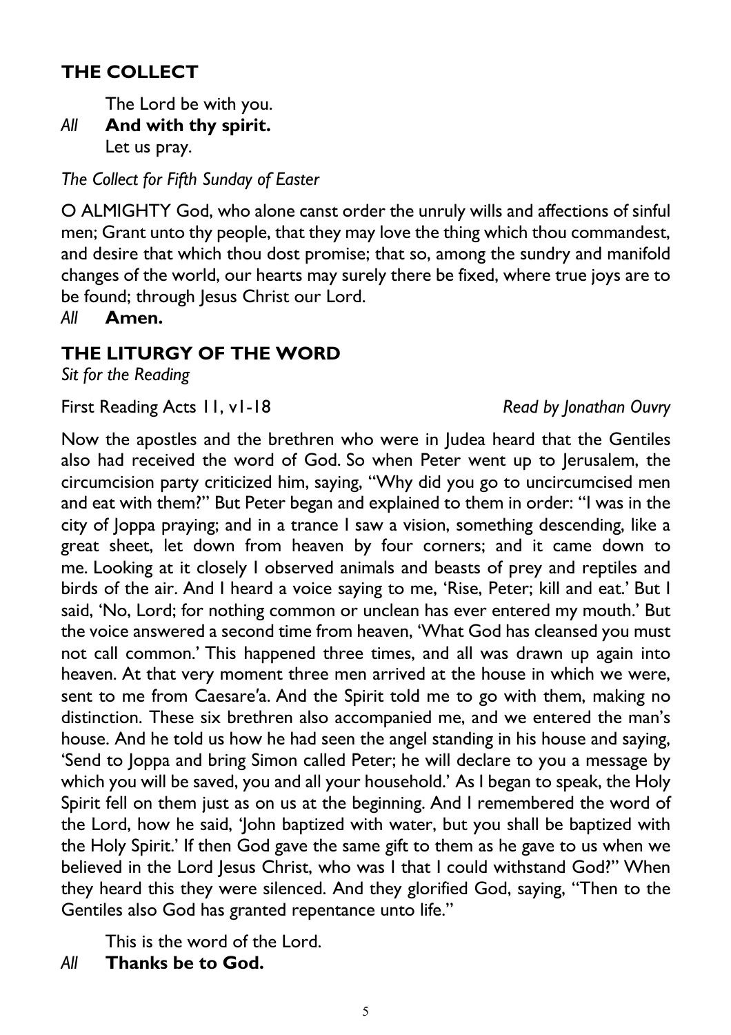## THE COLLECT

The Lord be with you.

*All* **And with thy spirit.**

Let us pray.

*The Collect for Fifth Sunday of Easter*

O ALMIGHTY God, who alone canst order the unruly wills and affections of sinful men; Grant unto thy people, that they may love the thing which thou commandest, and desire that which thou dost promise; that so, among the sundry and manifold changes of the world, our hearts may surely there be fixed, where true joys are to be found; through Jesus Christ our Lord.

*All* **Amen.**

## THE LITURGY OF THE WORD

*Sit for the Reading*

First Reading Acts 11, v1-18 *Read by Jonathan Ouvry*

Now the apostles and the brethren who were in Judea heard that the Gentiles also had received the word of God. So when Peter went up to Jerusalem, the circumcision party criticized him, saying, "Why did you go to uncircumcised men and eat with them?" But Peter began and explained to them in order: "I was in the city of Joppa praying; and in a trance I saw a vision, something descending, like a great sheet, let down from heaven by four corners; and it came down to me. Looking at it closely I observed animals and beasts of prey and reptiles and birds of the air. And I heard a voice saying to me, 'Rise, Peter; kill and eat.' But I said, 'No, Lord; for nothing common or unclean has ever entered my mouth.' But the voice answered a second time from heaven, 'What God has cleansed you must not call common.' This happened three times, and all was drawn up again into heaven. At that very moment three men arrived at the house in which we were, sent to me from Caesare'a. And the Spirit told me to go with them, making no distinction. These six brethren also accompanied me, and we entered the man's house. And he told us how he had seen the angel standing in his house and saying, 'Send to Joppa and bring Simon called Peter; he will declare to you a message by which you will be saved, you and all your household.' As I began to speak, the Holy Spirit fell on them just as on us at the beginning. And I remembered the word of the Lord, how he said, 'John baptized with water, but you shall be baptized with the Holy Spirit.' If then God gave the same gift to them as he gave to us when we believed in the Lord Jesus Christ, who was I that I could withstand God?" When they heard this they were silenced. And they glorified God, saying, "Then to the Gentiles also God has granted repentance unto life."

This is the word of the Lord.

*All* **Thanks be to God.**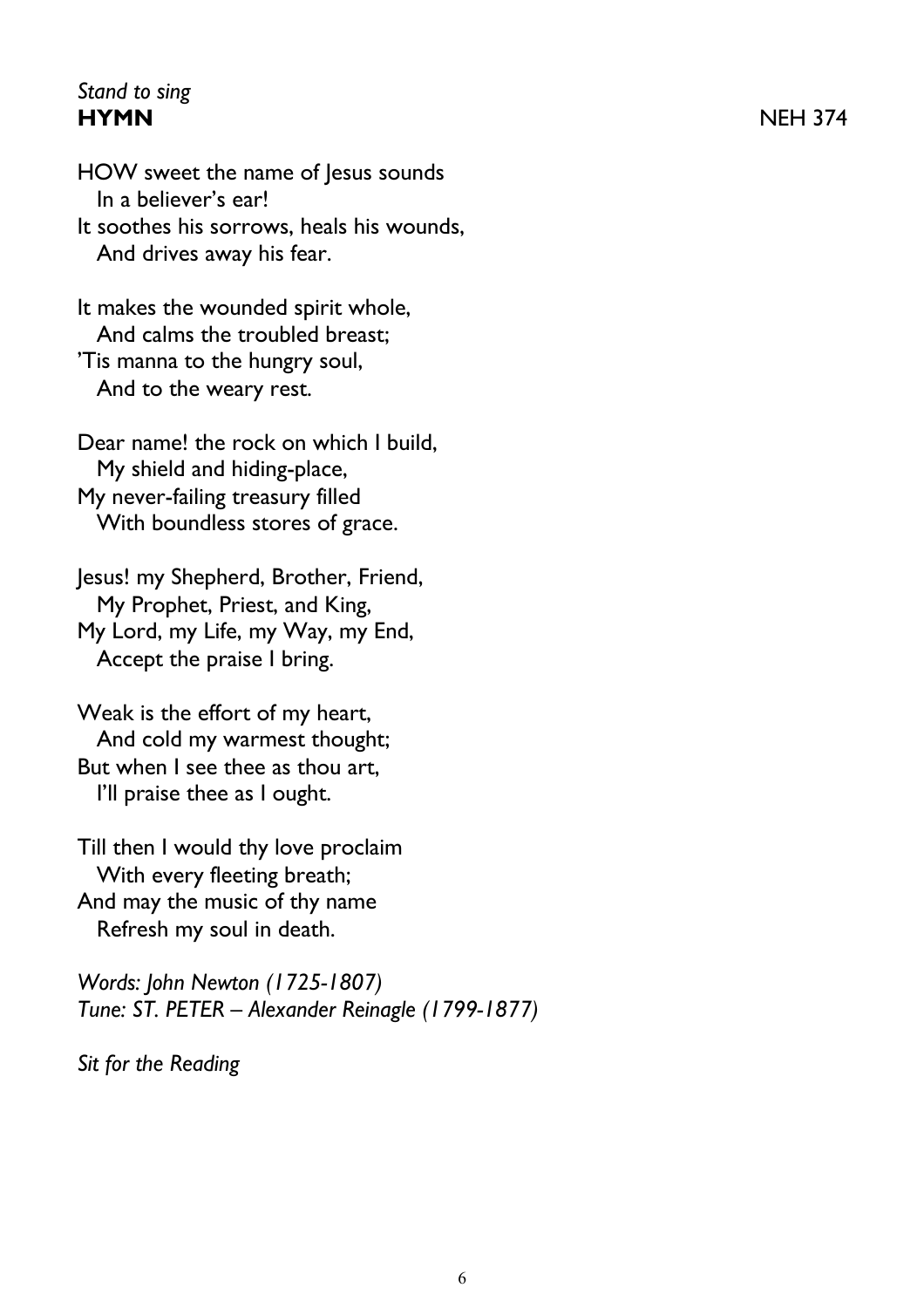*Stand to sing*

**HYMN** NEH 374

HOW sweet the name of Jesus sounds
  In a believer's ear!
It soothes his sorrows, heals his wounds,
  And drives away his fear.

It makes the wounded spirit whole,
  And calms the troubled breast;
'Tis manna to the hungry soul,
  And to the weary rest.

Dear name! the rock on which I build,
  My shield and hiding-place,
My never-failing treasury filled
  With boundless stores of grace.

Jesus! my Shepherd, Brother, Friend,
  My Prophet, Priest, and King,
My Lord, my Life, my Way, my End,
  Accept the praise I bring.

Weak is the effort of my heart,
  And cold my warmest thought;
But when I see thee as thou art,
  I'll praise thee as I ought.

Till then I would thy love proclaim
  With every fleeting breath;
And may the music of thy name
  Refresh my soul in death.

*Words: John Newton (1725-1807)*
*Tune: ST. PETER – Alexander Reinagle (1799-1877)*

*Sit for the Reading*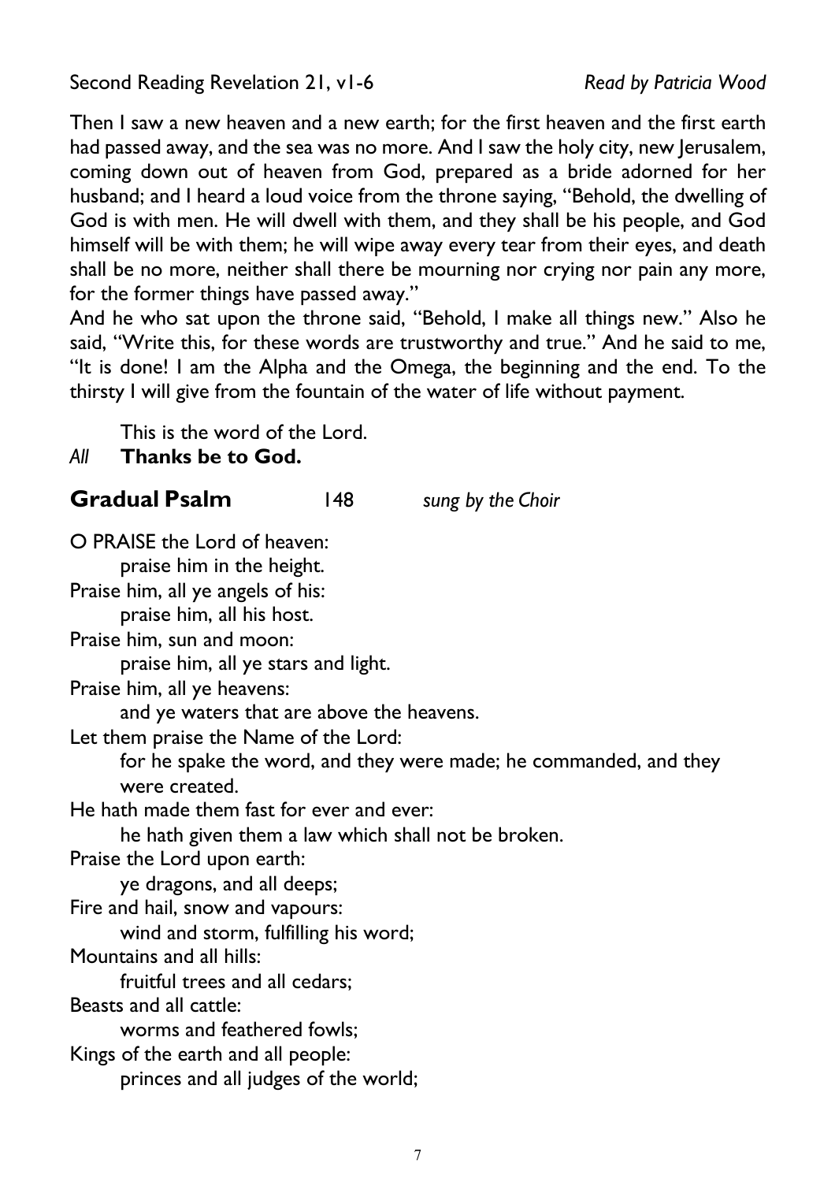Second Reading Revelation 21, v1-6 *Read by Patricia Wood*

Then I saw a new heaven and a new earth; for the first heaven and the first earth had passed away, and the sea was no more. And I saw the holy city, new Jerusalem, coming down out of heaven from God, prepared as a bride adorned for her husband; and I heard a loud voice from the throne saying, "Behold, the dwelling of God is with men. He will dwell with them, and they shall be his people, and God himself will be with them; he will wipe away every tear from their eyes, and death shall be no more, neither shall there be mourning nor crying nor pain any more, for the former things have passed away."
And he who sat upon the throne said, "Behold, I make all things new." Also he said, "Write this, for these words are trustworthy and true." And he said to me, "It is done! I am the Alpha and the Omega, the beginning and the end. To the thirsty I will give from the fountain of the water of life without payment.

This is the word of the Lord.
*All* **Thanks be to God.**

## Gradual Psalm 148 *sung by the Choir*

O PRAISE the Lord of heaven:
praise him in the height.
Praise him, all ye angels of his:
praise him, all his host.
Praise him, sun and moon:
praise him, all ye stars and light.
Praise him, all ye heavens:
and ye waters that are above the heavens.
Let them praise the Name of the Lord:
for he spake the word, and they were made; he commanded, and they were created.
He hath made them fast for ever and ever:
he hath given them a law which shall not be broken.
Praise the Lord upon earth:
ye dragons, and all deeps;
Fire and hail, snow and vapours:
wind and storm, fulfilling his word;
Mountains and all hills:
fruitful trees and all cedars;
Beasts and all cattle:
worms and feathered fowls;
Kings of the earth and all people:
princes and all judges of the world;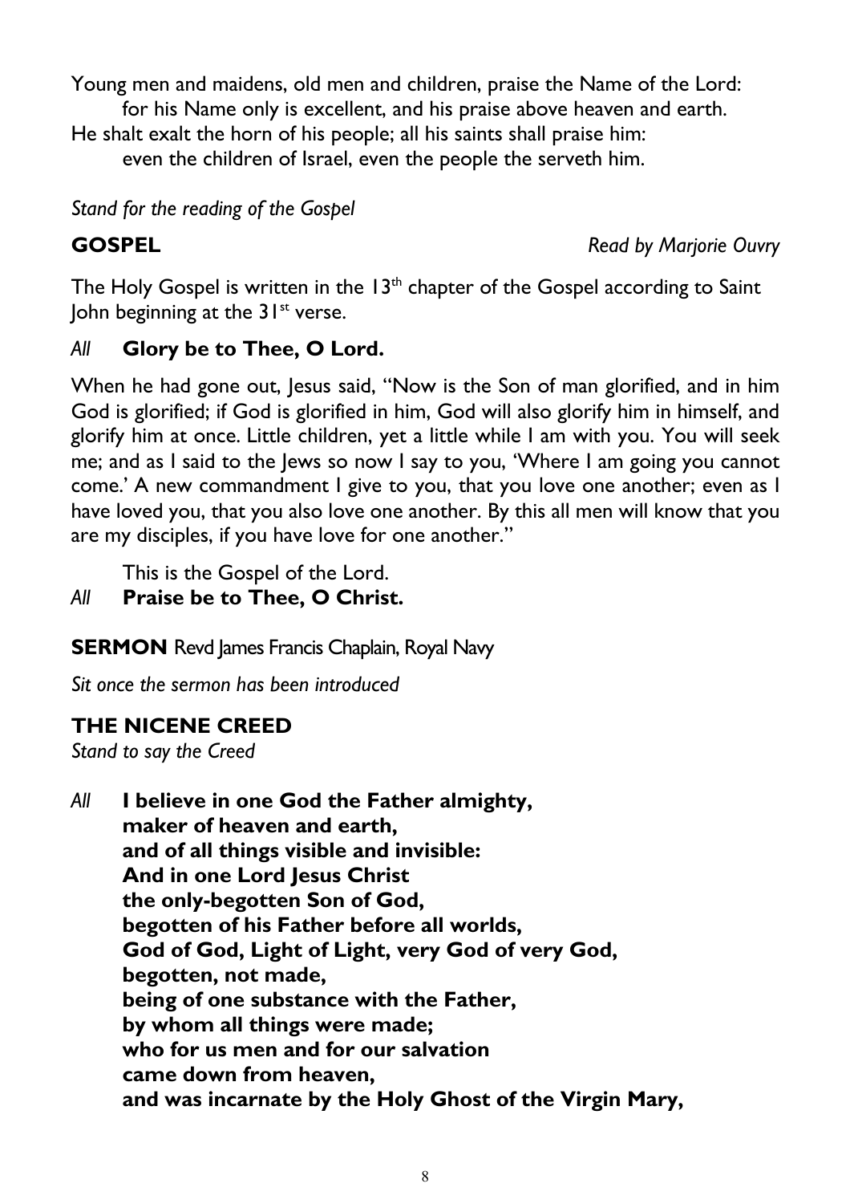Young men and maidens, old men and children, praise the Name of the Lord:
    for his Name only is excellent, and his praise above heaven and earth.
He shalt exalt the horn of his people; all his saints shall praise him:
    even the children of Israel, even the people the serveth him.

*Stand for the reading of the Gospel*

**GOSPEL** *Read by Marjorie Ouvry*

The Holy Gospel is written in the 13th chapter of the Gospel according to Saint John beginning at the 31st verse.

*All* **Glory be to Thee, O Lord.**

When he had gone out, Jesus said, "Now is the Son of man glorified, and in him God is glorified; if God is glorified in him, God will also glorify him in himself, and glorify him at once. Little children, yet a little while I am with you. You will seek me; and as I said to the Jews so now I say to you, 'Where I am going you cannot come.' A new commandment I give to you, that you love one another; even as I have loved you, that you also love one another. By this all men will know that you are my disciples, if you have love for one another."

This is the Gospel of the Lord.

*All* **Praise be to Thee, O Christ.**

**SERMON** Revd James Francis Chaplain, Royal Navy

*Sit once the sermon has been introduced*

## THE NICENE CREED

*Stand to say the Creed*

*All* **I believe in one God the Father almighty,**
**maker of heaven and earth,**
**and of all things visible and invisible:**
**And in one Lord Jesus Christ**
**the only-begotten Son of God,**
**begotten of his Father before all worlds,**
**God of God, Light of Light, very God of very God,**
**begotten, not made,**
**being of one substance with the Father,**
**by whom all things were made;**
**who for us men and for our salvation**
**came down from heaven,**
**and was incarnate by the Holy Ghost of the Virgin Mary,**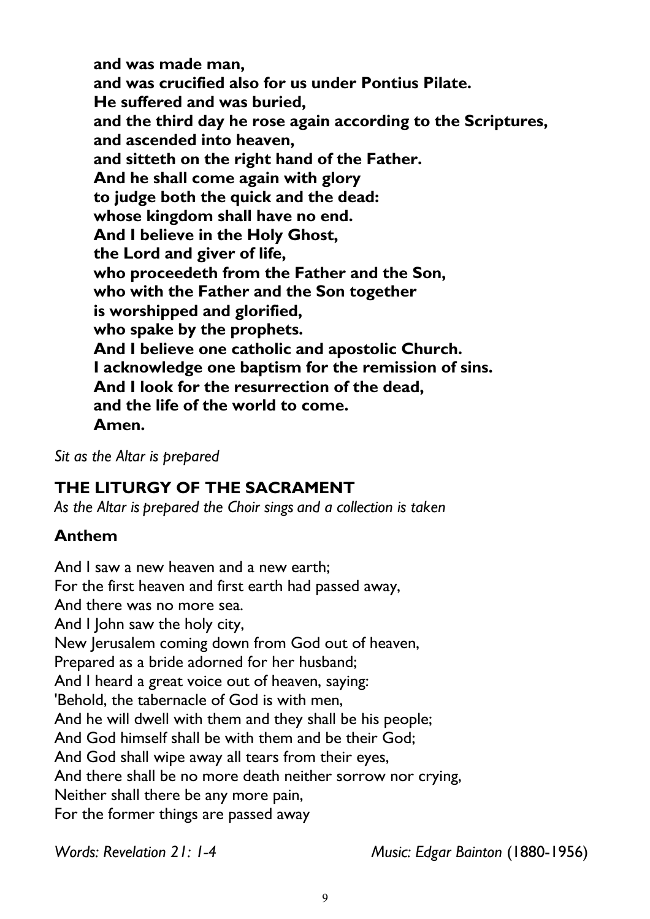**and was made man,**
**and was crucified also for us under Pontius Pilate.**
**He suffered and was buried,**
**and the third day he rose again according to the Scriptures,**
**and ascended into heaven,**
**and sitteth on the right hand of the Father.**
**And he shall come again with glory**
**to judge both the quick and the dead:**
**whose kingdom shall have no end.**
**And I believe in the Holy Ghost,**
**the Lord and giver of life,**
**who proceedeth from the Father and the Son,**
**who with the Father and the Son together**
**is worshipped and glorified,**
**who spake by the prophets.**
**And I believe one catholic and apostolic Church.**
**I acknowledge one baptism for the remission of sins.**
**And I look for the resurrection of the dead,**
**and the life of the world to come.**
**Amen.**

*Sit as the Altar is prepared*

## THE LITURGY OF THE SACRAMENT

*As the Altar is prepared the Choir sings and a collection is taken*

### Anthem

And I saw a new heaven and a new earth;
For the first heaven and first earth had passed away,
And there was no more sea.
And I John saw the holy city,
New Jerusalem coming down from God out of heaven,
Prepared as a bride adorned for her husband;
And I heard a great voice out of heaven, saying:
'Behold, the tabernacle of God is with men,
And he will dwell with them and they shall be his people;
And God himself shall be with them and be their God;
And God shall wipe away all tears from their eyes,
And there shall be no more death neither sorrow nor crying,
Neither shall there be any more pain,
For the former things are passed away

*Words: Revelation 21: 1-4* *Music: Edgar Bainton* (1880-1956)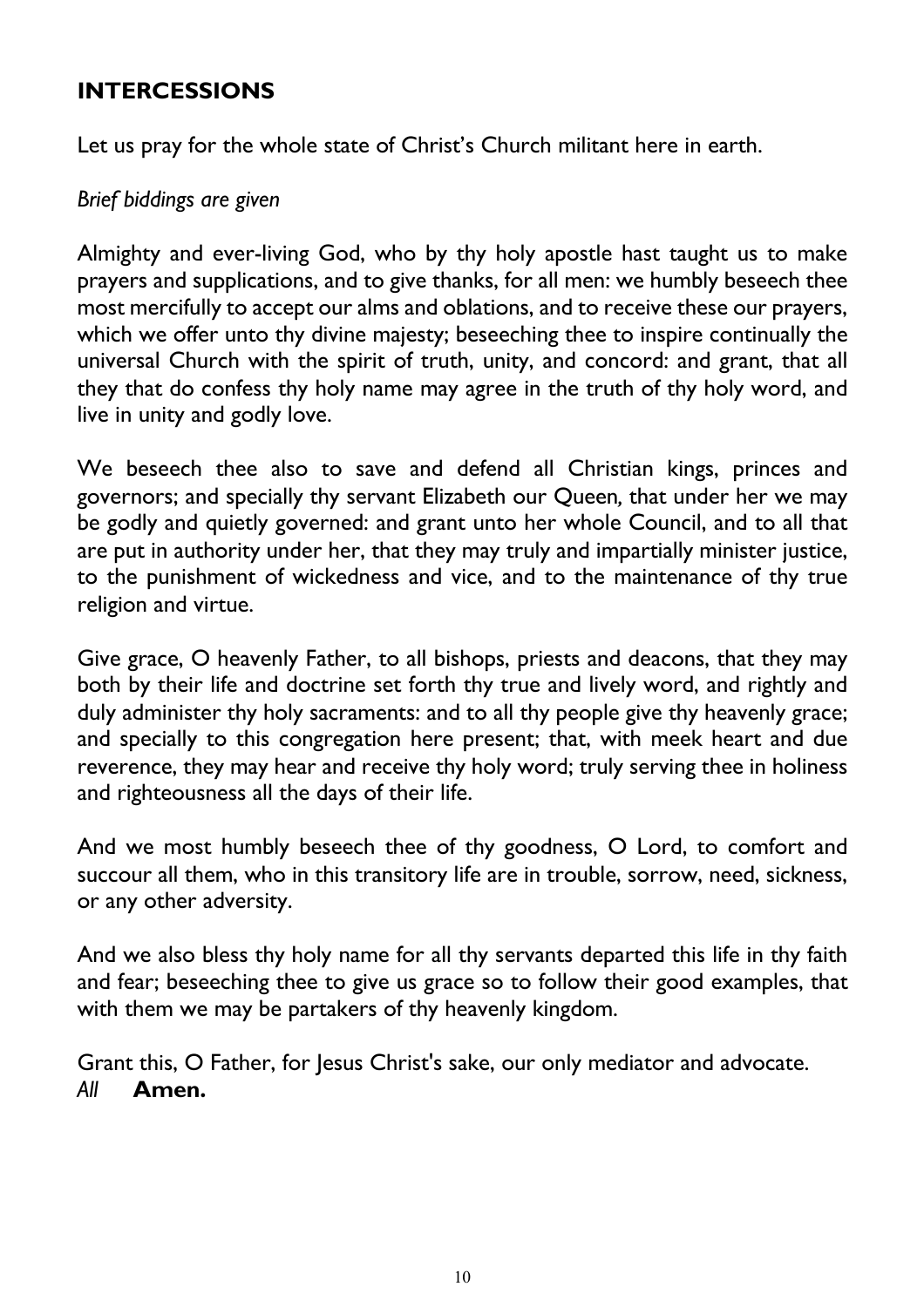## INTERCESSIONS

Let us pray for the whole state of Christ's Church militant here in earth.

*Brief biddings are given*

Almighty and ever-living God, who by thy holy apostle hast taught us to make prayers and supplications, and to give thanks, for all men: we humbly beseech thee most mercifully to accept our alms and oblations, and to receive these our prayers, which we offer unto thy divine majesty; beseeching thee to inspire continually the universal Church with the spirit of truth, unity, and concord: and grant, that all they that do confess thy holy name may agree in the truth of thy holy word, and live in unity and godly love.

We beseech thee also to save and defend all Christian kings, princes and governors; and specially thy servant Elizabeth our Queen*,* that under her we may be godly and quietly governed: and grant unto her whole Council, and to all that are put in authority under her, that they may truly and impartially minister justice, to the punishment of wickedness and vice, and to the maintenance of thy true religion and virtue.

Give grace, O heavenly Father, to all bishops, priests and deacons, that they may both by their life and doctrine set forth thy true and lively word, and rightly and duly administer thy holy sacraments: and to all thy people give thy heavenly grace; and specially to this congregation here present; that, with meek heart and due reverence, they may hear and receive thy holy word; truly serving thee in holiness and righteousness all the days of their life.

And we most humbly beseech thee of thy goodness, O Lord, to comfort and succour all them, who in this transitory life are in trouble, sorrow, need, sickness, or any other adversity.

And we also bless thy holy name for all thy servants departed this life in thy faith and fear; beseeching thee to give us grace so to follow their good examples, that with them we may be partakers of thy heavenly kingdom.

Grant this, O Father, for Jesus Christ's sake, our only mediator and advocate.
*All* **Amen.**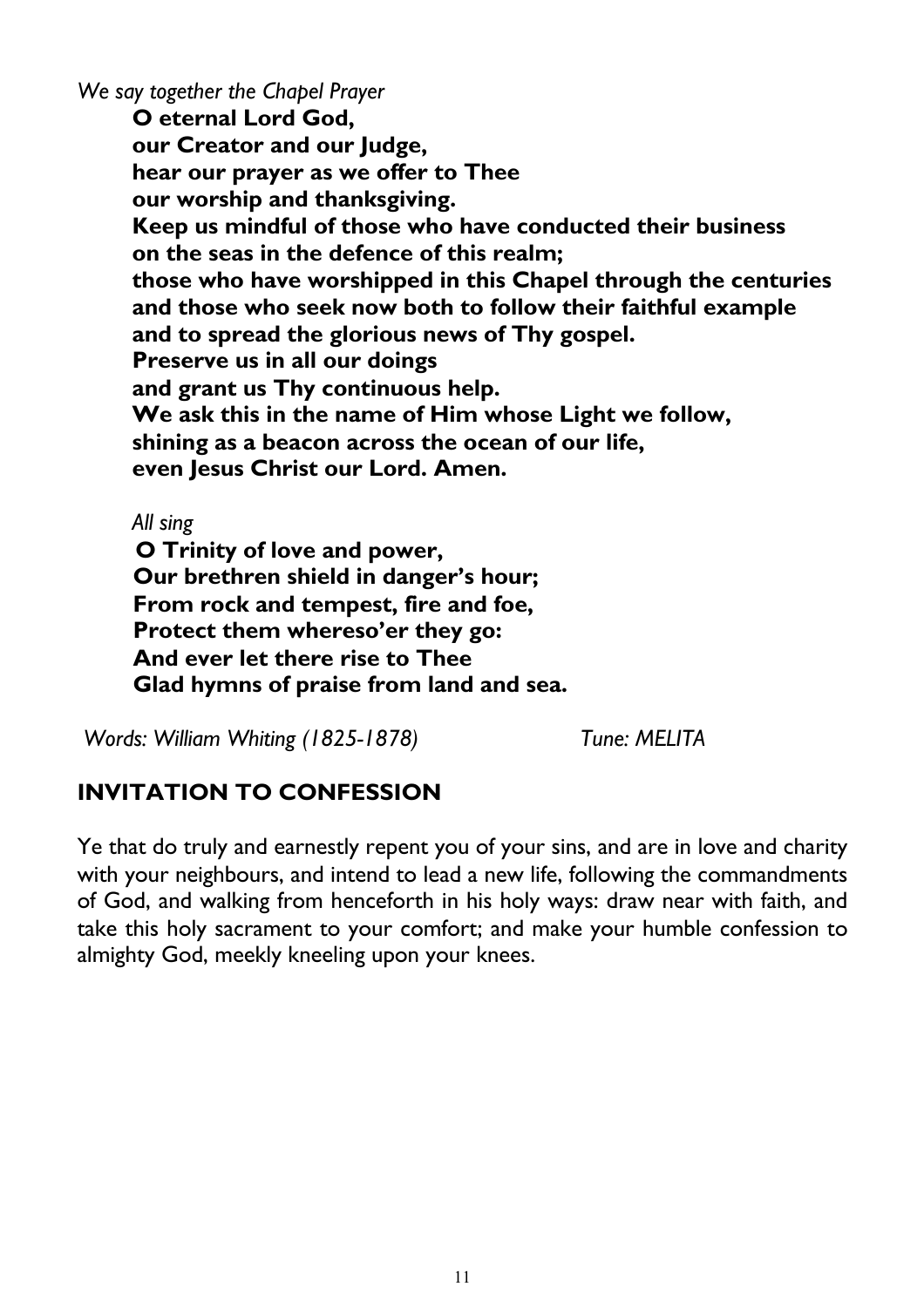*We say together the Chapel Prayer*

**O eternal Lord God,**
**our Creator and our Judge,**
**hear our prayer as we offer to Thee**
**our worship and thanksgiving.**
**Keep us mindful of those who have conducted their business**
**on the seas in the defence of this realm;**
**those who have worshipped in this Chapel through the centuries**
**and those who seek now both to follow their faithful example**
**and to spread the glorious news of Thy gospel.**
**Preserve us in all our doings**
**and grant us Thy continuous help.**
**We ask this in the name of Him whose Light we follow,**
**shining as a beacon across the ocean of our life,**
**even Jesus Christ our Lord. Amen.**

*All sing*

**O Trinity of love and power,**
**Our brethren shield in danger's hour;**
**From rock and tempest, fire and foe,**
**Protect them whereso'er they go:**
**And ever let there rise to Thee**
**Glad hymns of praise from land and sea.**

*Words: William Whiting (1825-1878)* *Tune: MELITA*

## INVITATION TO CONFESSION

Ye that do truly and earnestly repent you of your sins, and are in love and charity with your neighbours, and intend to lead a new life, following the commandments of God, and walking from henceforth in his holy ways: draw near with faith, and take this holy sacrament to your comfort; and make your humble confession to almighty God, meekly kneeling upon your knees.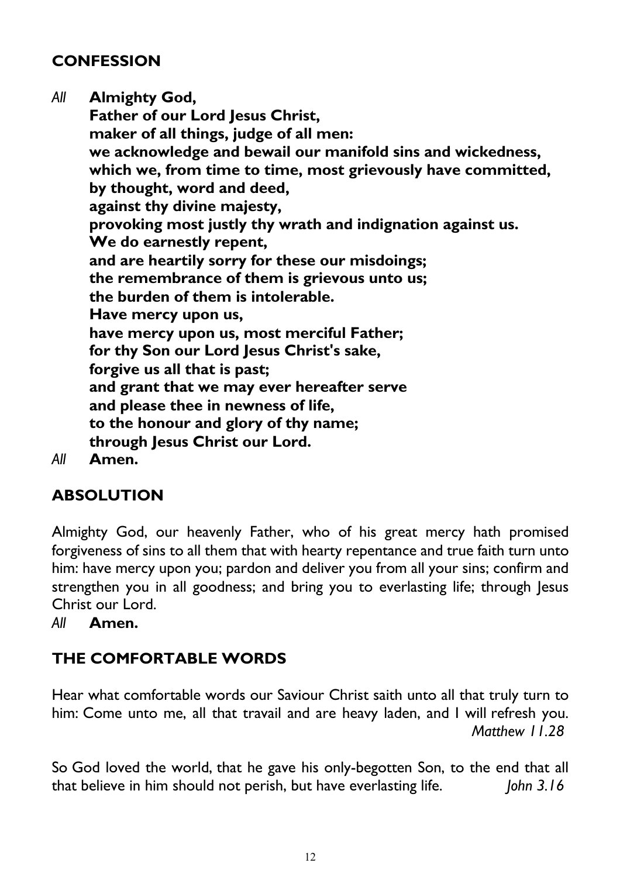## CONFESSION

*All* **Almighty God,
Father of our Lord Jesus Christ,
maker of all things, judge of all men:
we acknowledge and bewail our manifold sins and wickedness,
which we, from time to time, most grievously have committed,
by thought, word and deed,
against thy divine majesty,
provoking most justly thy wrath and indignation against us.
We do earnestly repent,
and are heartily sorry for these our misdoings;
the remembrance of them is grievous unto us;
the burden of them is intolerable.
Have mercy upon us,
have mercy upon us, most merciful Father;
for thy Son our Lord Jesus Christ's sake,
forgive us all that is past;
and grant that we may ever hereafter serve
and please thee in newness of life,
to the honour and glory of thy name;
through Jesus Christ our Lord.**

*All* **Amen.**

## ABSOLUTION

Almighty God, our heavenly Father, who of his great mercy hath promised forgiveness of sins to all them that with hearty repentance and true faith turn unto him: have mercy upon you; pardon and deliver you from all your sins; confirm and strengthen you in all goodness; and bring you to everlasting life; through Jesus Christ our Lord.

*All* **Amen.**

## THE COMFORTABLE WORDS

Hear what comfortable words our Saviour Christ saith unto all that truly turn to him: Come unto me, all that travail and are heavy laden, and I will refresh you. *Matthew 11.28*

So God loved the world, that he gave his only-begotten Son, to the end that all that believe in him should not perish, but have everlasting life. *John 3.16*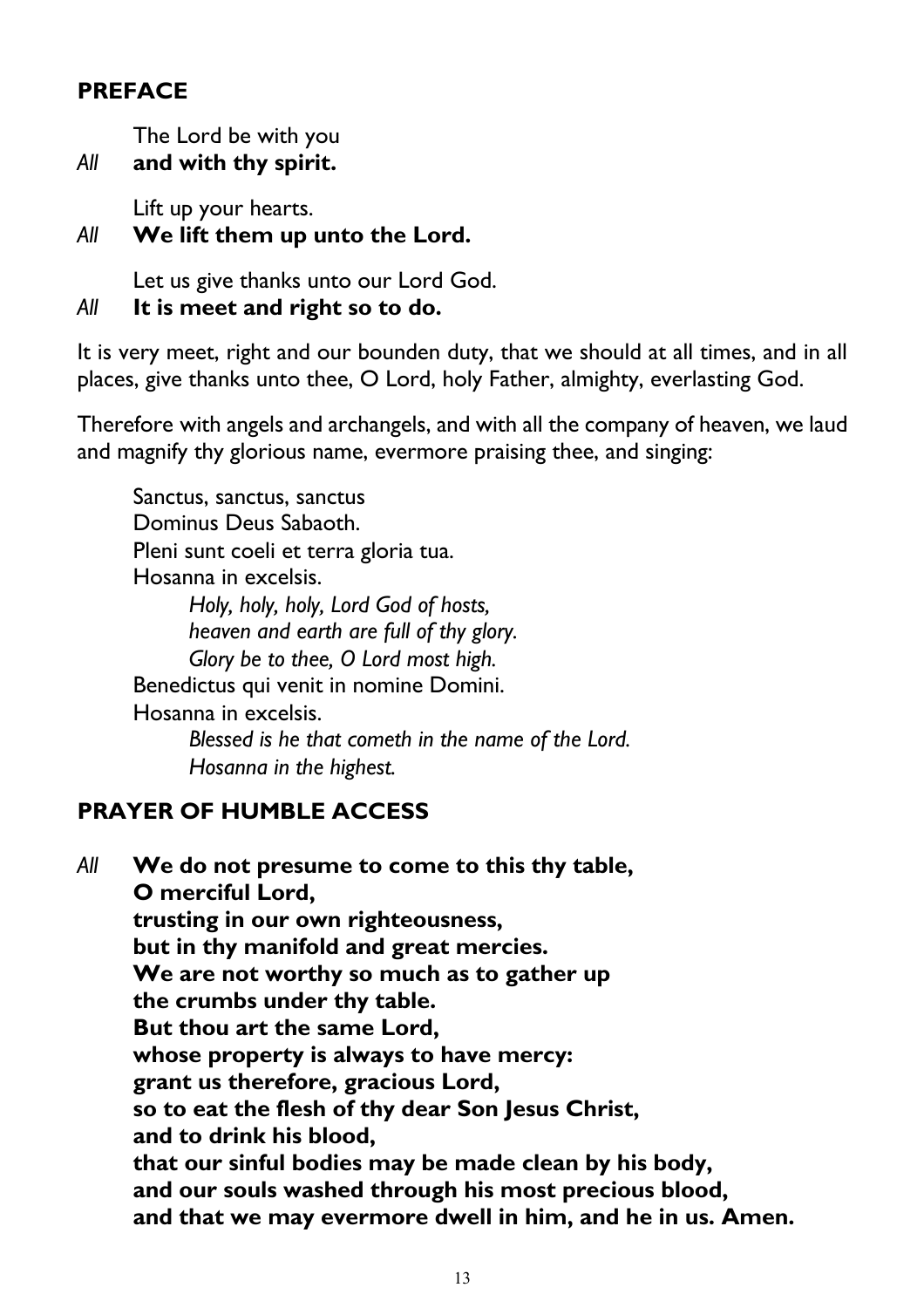## PREFACE

The Lord be with you

*All* **and with thy spirit.**

Lift up your hearts.

*All* **We lift them up unto the Lord.**

Let us give thanks unto our Lord God.

*All* **It is meet and right so to do.**

It is very meet, right and our bounden duty, that we should at all times, and in all places, give thanks unto thee, O Lord, holy Father, almighty, everlasting God.

Therefore with angels and archangels, and with all the company of heaven, we laud and magnify thy glorious name, evermore praising thee, and singing:

Sanctus, sanctus, sanctus
Dominus Deus Sabaoth.
Pleni sunt coeli et terra gloria tua.
Hosanna in excelsis.

*Holy, holy, holy, Lord God of hosts,*
*heaven and earth are full of thy glory.*
*Glory be to thee, O Lord most high.*

Benedictus qui venit in nomine Domini.
Hosanna in excelsis.

*Blessed is he that cometh in the name of the Lord.*
*Hosanna in the highest.*

## PRAYER OF HUMBLE ACCESS

*All* **We do not presume to come to this thy table,**
**O merciful Lord,**
**trusting in our own righteousness,**
**but in thy manifold and great mercies.**
**We are not worthy so much as to gather up**
**the crumbs under thy table.**
**But thou art the same Lord,**
**whose property is always to have mercy:**
**grant us therefore, gracious Lord,**
**so to eat the flesh of thy dear Son Jesus Christ,**
**and to drink his blood,**
**that our sinful bodies may be made clean by his body,**
**and our souls washed through his most precious blood,**
**and that we may evermore dwell in him, and he in us. Amen.**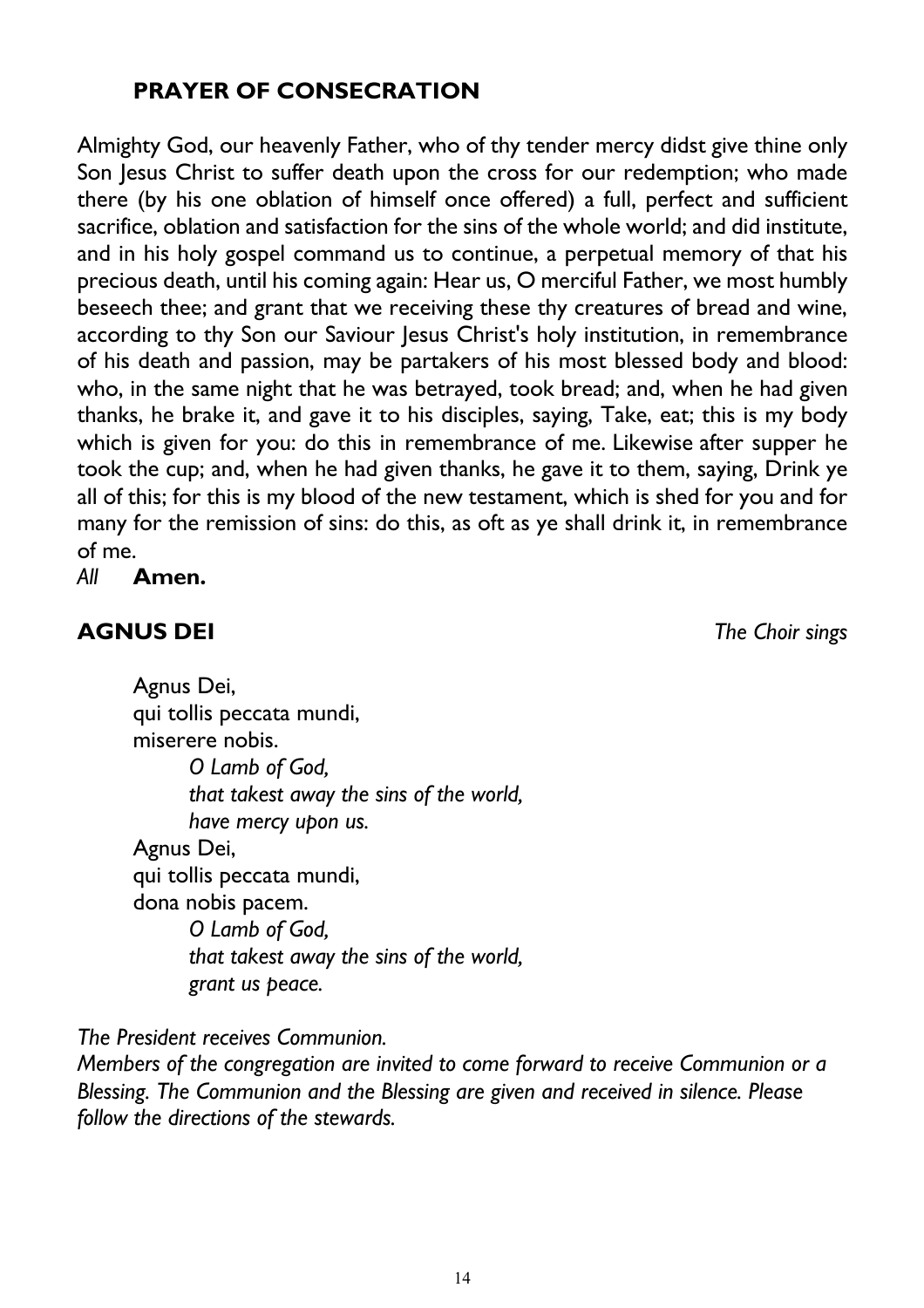## PRAYER OF CONSECRATION

Almighty God, our heavenly Father, who of thy tender mercy didst give thine only Son Jesus Christ to suffer death upon the cross for our redemption; who made there (by his one oblation of himself once offered) a full, perfect and sufficient sacrifice, oblation and satisfaction for the sins of the whole world; and did institute, and in his holy gospel command us to continue, a perpetual memory of that his precious death, until his coming again: Hear us, O merciful Father, we most humbly beseech thee; and grant that we receiving these thy creatures of bread and wine, according to thy Son our Saviour Jesus Christ's holy institution, in remembrance of his death and passion, may be partakers of his most blessed body and blood: who, in the same night that he was betrayed, took bread; and, when he had given thanks, he brake it, and gave it to his disciples, saying, Take, eat; this is my body which is given for you: do this in remembrance of me. Likewise after supper he took the cup; and, when he had given thanks, he gave it to them, saying, Drink ye all of this; for this is my blood of the new testament, which is shed for you and for many for the remission of sins: do this, as oft as ye shall drink it, in remembrance of me.

*All* **Amen.**

## AGNUS DEI

*The Choir sings*

Agnus Dei,
qui tollis peccata mundi,
miserere nobis.

*O Lamb of God,*
*that takest away the sins of the world,*
*have mercy upon us.*

Agnus Dei,
qui tollis peccata mundi,
dona nobis pacem.

*O Lamb of God,*
*that takest away the sins of the world,*
*grant us peace.*

*The President receives Communion.*
*Members of the congregation are invited to come forward to receive Communion or a Blessing. The Communion and the Blessing are given and received in silence. Please follow the directions of the stewards.*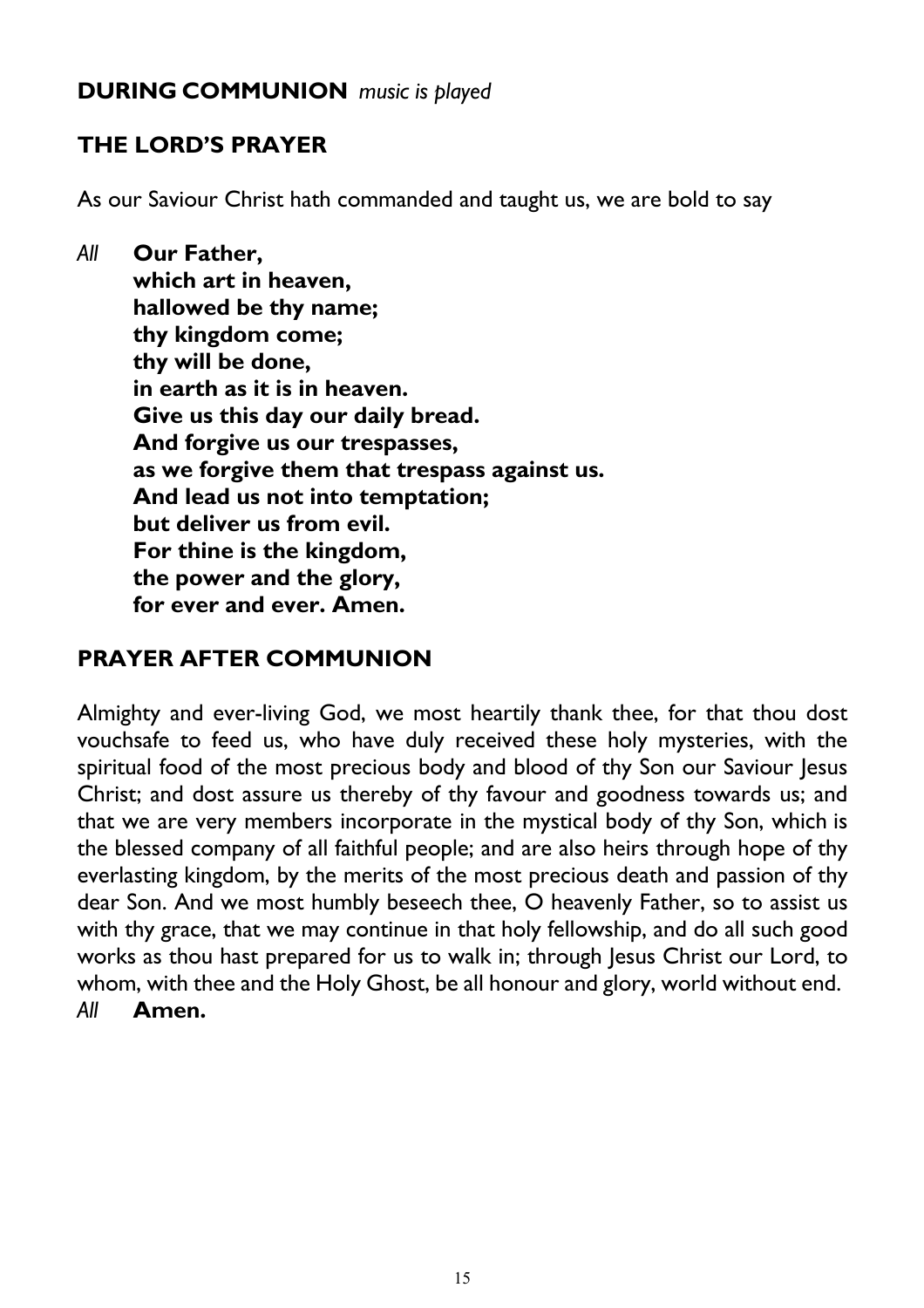## DURING COMMUNION *music is played*

## THE LORD'S PRAYER

As our Saviour Christ hath commanded and taught us, we are bold to say

*All* **Our Father,**
**which art in heaven,**
**hallowed be thy name;**
**thy kingdom come;**
**thy will be done,**
**in earth as it is in heaven.**
**Give us this day our daily bread.**
**And forgive us our trespasses,**
**as we forgive them that trespass against us.**
**And lead us not into temptation;**
**but deliver us from evil.**
**For thine is the kingdom,**
**the power and the glory,**
**for ever and ever. Amen.**

## PRAYER AFTER COMMUNION

Almighty and ever-living God, we most heartily thank thee, for that thou dost vouchsafe to feed us, who have duly received these holy mysteries, with the spiritual food of the most precious body and blood of thy Son our Saviour Jesus Christ; and dost assure us thereby of thy favour and goodness towards us; and that we are very members incorporate in the mystical body of thy Son, which is the blessed company of all faithful people; and are also heirs through hope of thy everlasting kingdom, by the merits of the most precious death and passion of thy dear Son. And we most humbly beseech thee, O heavenly Father, so to assist us with thy grace, that we may continue in that holy fellowship, and do all such good works as thou hast prepared for us to walk in; through Jesus Christ our Lord, to whom, with thee and the Holy Ghost, be all honour and glory, world without end.

*All* **Amen.**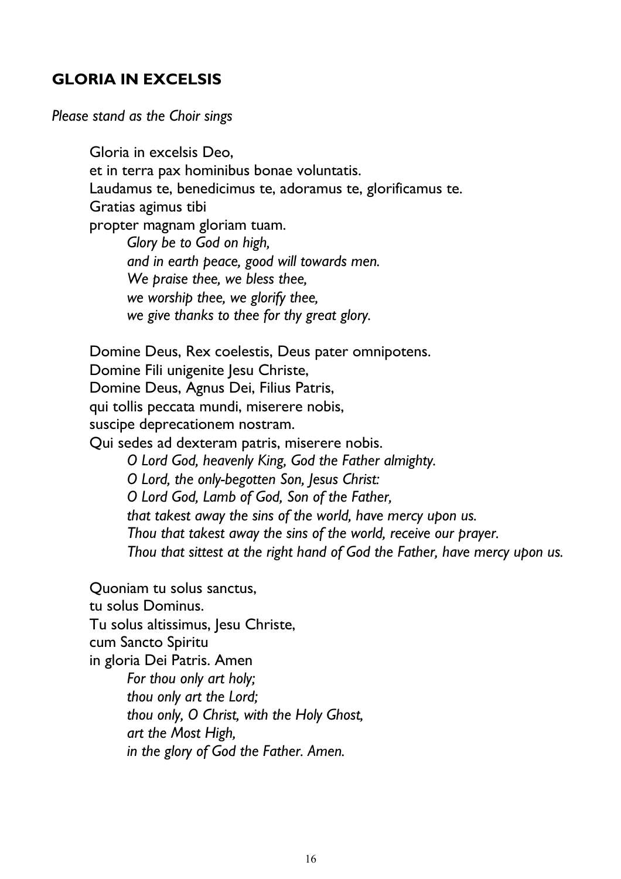## GLORIA IN EXCELSIS

*Please stand as the Choir sings*

Gloria in excelsis Deo,
et in terra pax hominibus bonae voluntatis.
Laudamus te, benedicimus te, adoramus te, glorificamus te.
Gratias agimus tibi
propter magnam gloriam tuam.

*Glory be to God on high,*
*and in earth peace, good will towards men.*
*We praise thee, we bless thee,*
*we worship thee, we glorify thee,*
*we give thanks to thee for thy great glory.*

Domine Deus, Rex coelestis, Deus pater omnipotens.
Domine Fili unigenite Jesu Christe,
Domine Deus, Agnus Dei, Filius Patris,
qui tollis peccata mundi, miserere nobis,
suscipe deprecationem nostram.
Qui sedes ad dexteram patris, miserere nobis.

*O Lord God, heavenly King, God the Father almighty.*
*O Lord, the only-begotten Son, Jesus Christ:*
*O Lord God, Lamb of God, Son of the Father,*
*that takest away the sins of the world, have mercy upon us.*
*Thou that takest away the sins of the world, receive our prayer.*
*Thou that sittest at the right hand of God the Father, have mercy upon us.*

Quoniam tu solus sanctus,
tu solus Dominus.
Tu solus altissimus, Jesu Christe,
cum Sancto Spiritu
in gloria Dei Patris. Amen

*For thou only art holy;*
*thou only art the Lord;*
*thou only, O Christ, with the Holy Ghost,*
*art the Most High,*
*in the glory of God the Father. Amen.*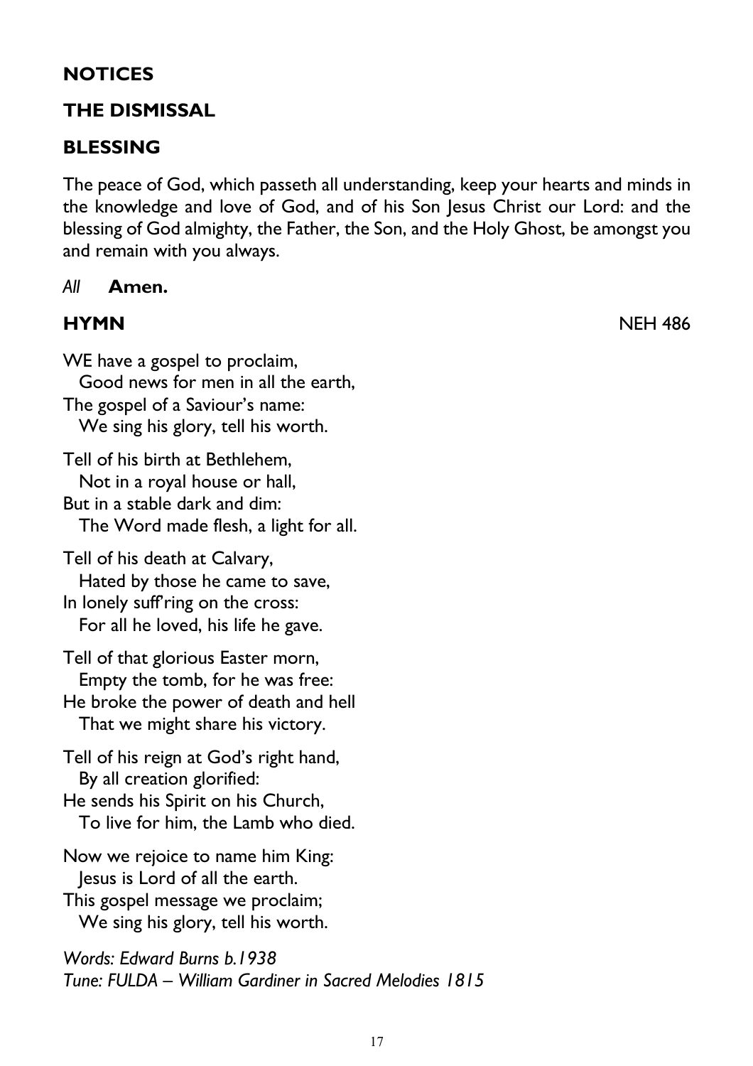## NOTICES

## THE DISMISSAL

## BLESSING

The peace of God, which passeth all understanding, keep your hearts and minds in the knowledge and love of God, and of his Son Jesus Christ our Lord: and the blessing of God almighty, the Father, the Son, and the Holy Ghost, be amongst you and remain with you always.

*All* **Amen.**

## HYMN NEH 486

WE have a gospel to proclaim,
  Good news for men in all the earth,
The gospel of a Saviour's name:
  We sing his glory, tell his worth.

Tell of his birth at Bethlehem,
  Not in a royal house or hall,
But in a stable dark and dim:
  The Word made flesh, a light for all.

Tell of his death at Calvary,
  Hated by those he came to save,
In lonely suff'ring on the cross:
  For all he loved, his life he gave.

Tell of that glorious Easter morn,
  Empty the tomb, for he was free:
He broke the power of death and hell
  That we might share his victory.

Tell of his reign at God's right hand,
  By all creation glorified:
He sends his Spirit on his Church,
  To live for him, the Lamb who died.

Now we rejoice to name him King:
  Jesus is Lord of all the earth.
This gospel message we proclaim;
  We sing his glory, tell his worth.

*Words: Edward Burns b.1938*
*Tune: FULDA – William Gardiner in Sacred Melodies 1815*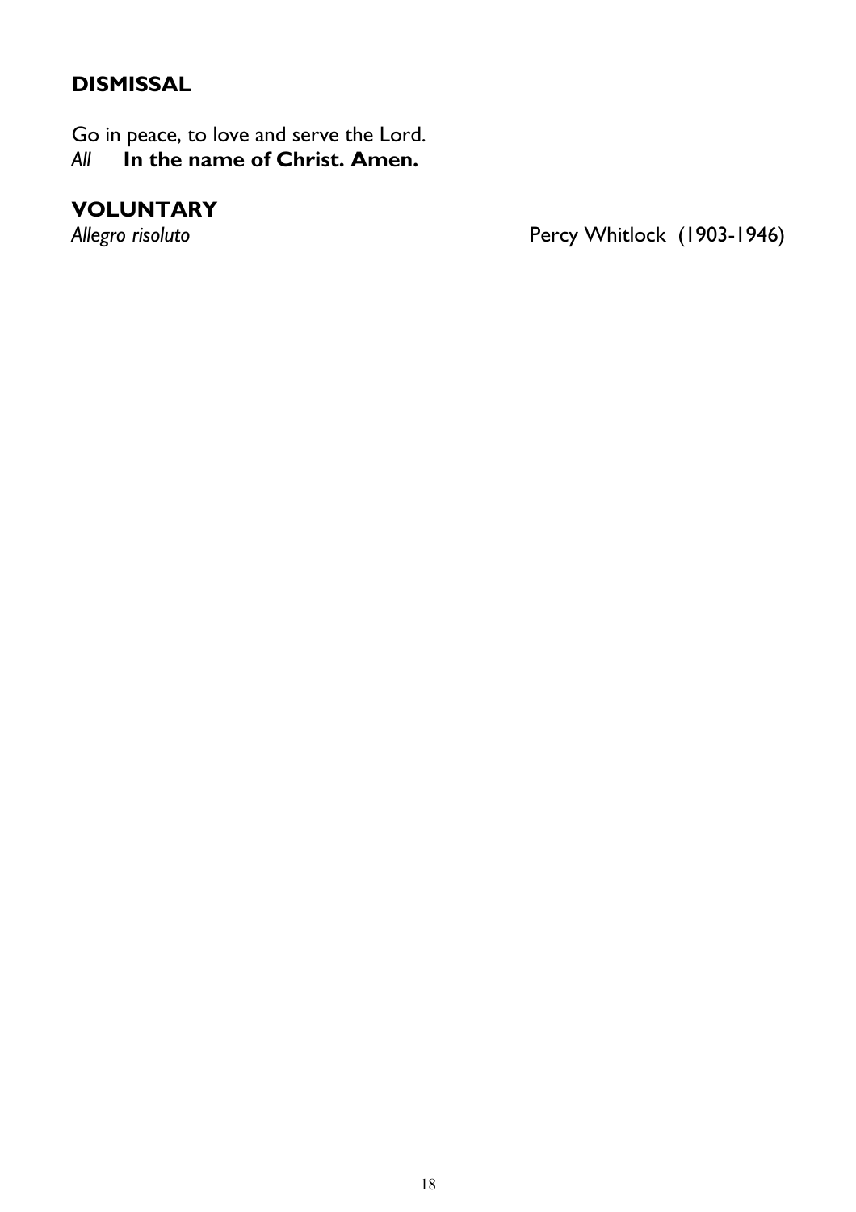## DISMISSAL

Go in peace, to love and serve the Lord.
*All* **In the name of Christ. Amen.**

## VOLUNTARY

*Allegro risoluto* Percy Whitlock (1903-1946)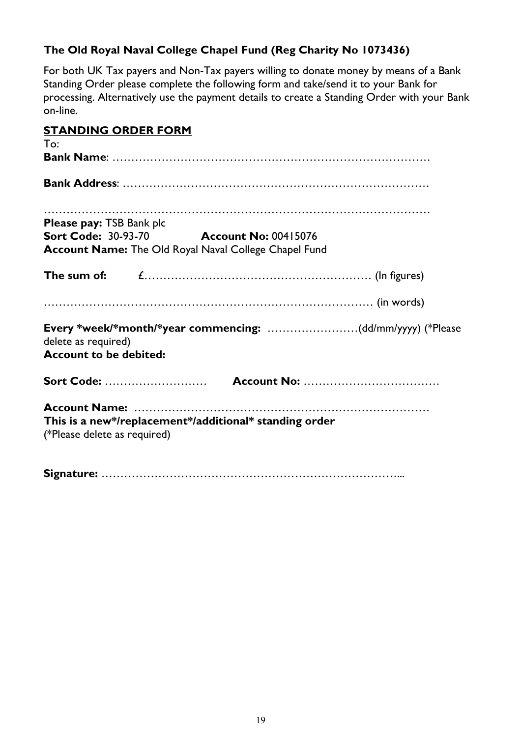**The Old Royal Naval College Chapel Fund (Reg Charity No 1073436)**

For both UK Tax payers and Non-Tax payers willing to donate money by means of a Bank Standing Order please complete the following form and take/send it to your Bank for processing. Alternatively use the payment details to create a Standing Order with your Bank on-line.

**STANDING ORDER FORM**

To:

**Bank Name**: …………………………………………………………………………

**Bank Address**: ………………………………………………………………………

…………………………………………………………………………………………

**Please pay:** TSB Bank plc

**Sort Code:** 30-93-70 **Account No:** 00415076

**Account Name:** The Old Royal Naval College Chapel Fund

**The sum of:** £…………………………………………………… (In figures)

………………………………………………………………………… (in words)

**Every *week/*month/*year commencing:** ……………………(dd/mm/yyyy) (*Please delete as required)

**Account to be debited:**

**Sort Code:** ……………………… **Account No:** ………………………………

**Account Name:** …………………………………………………………………

**This is a new*/replacement*/additional* standing order**

(*Please delete as required)

**Signature:** ……………………………………………………………………...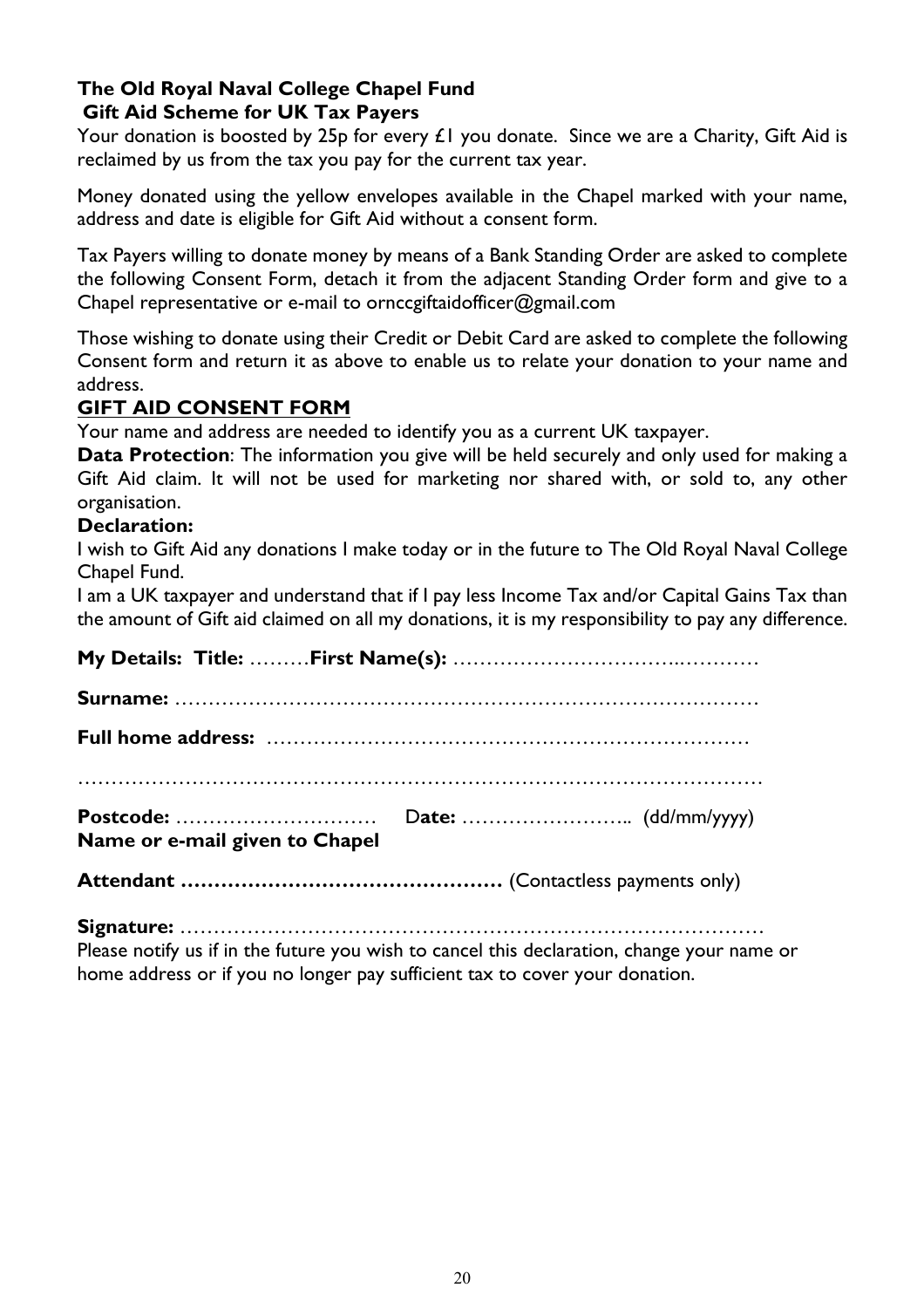**The Old Royal Naval College Chapel Fund**
**Gift Aid Scheme for UK Tax Payers**

Your donation is boosted by 25p for every £1 you donate. Since we are a Charity, Gift Aid is reclaimed by us from the tax you pay for the current tax year.

Money donated using the yellow envelopes available in the Chapel marked with your name, address and date is eligible for Gift Aid without a consent form.

Tax Payers willing to donate money by means of a Bank Standing Order are asked to complete the following Consent Form, detach it from the adjacent Standing Order form and give to a Chapel representative or e-mail to ornccgiftaidofficer@gmail.com

Those wishing to donate using their Credit or Debit Card are asked to complete the following Consent form and return it as above to enable us to relate your donation to your name and address.

**GIFT AID CONSENT FORM**

Your name and address are needed to identify you as a current UK taxpayer.

**Data Protection**: The information you give will be held securely and only used for making a Gift Aid claim. It will not be used for marketing nor shared with, or sold to, any other organisation.

**Declaration:**

I wish to Gift Aid any donations I make today or in the future to The Old Royal Naval College Chapel Fund.

I am a UK taxpayer and understand that if I pay less Income Tax and/or Capital Gains Tax than the amount of Gift aid claimed on all my donations, it is my responsibility to pay any difference.

**My Details: Title:** ………**First Name(s):** …………………………..…………

**Surname:** ……………………………………………………………………………

**Full home address:** ………………………………………………………………

…………………………………………………………………………………………

**Postcode:** ………………………… **Date:** …………………….. (dd/mm/yyyy)
**Name or e-mail given to Chapel**

**Attendant ………………………………………** (Contactless payments only)

**Signature:** …………………………………………………………………………

Please notify us if in the future you wish to cancel this declaration, change your name or home address or if you no longer pay sufficient tax to cover your donation.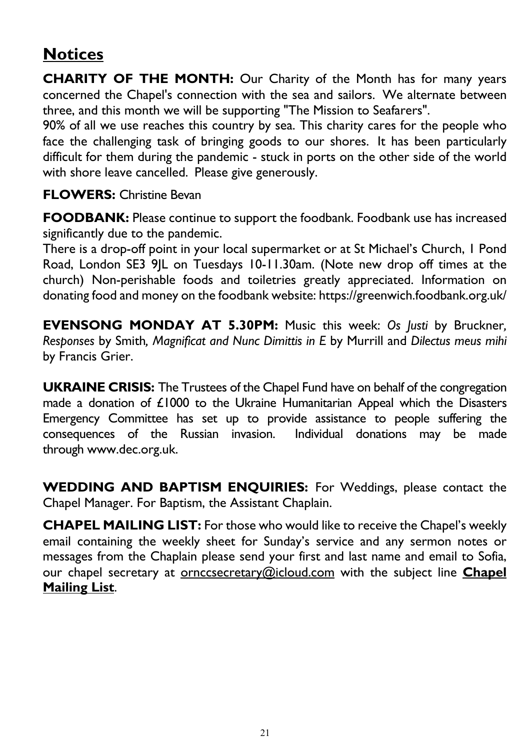## Notices

**CHARITY OF THE MONTH:** Our Charity of the Month has for many years concerned the Chapel's connection with the sea and sailors. We alternate between three, and this month we will be supporting "The Mission to Seafarers".

90% of all we use reaches this country by sea. This charity cares for the people who face the challenging task of bringing goods to our shores. It has been particularly difficult for them during the pandemic - stuck in ports on the other side of the world with shore leave cancelled. Please give generously.

**FLOWERS:** Christine Bevan

**FOODBANK:** Please continue to support the foodbank. Foodbank use has increased significantly due to the pandemic.

There is a drop-off point in your local supermarket or at St Michael's Church, 1 Pond Road, London SE3 9JL on Tuesdays 10-11.30am. (Note new drop off times at the church) Non-perishable foods and toiletries greatly appreciated. Information on donating food and money on the foodbank website: https://greenwich.foodbank.org.uk/

**EVENSONG MONDAY AT 5.30PM:** Music this week: *Os Justi* by Bruckner, *Responses* by Smith, *Magnificat and Nunc Dimittis in E* by Murrill and *Dilectus meus mihi* by Francis Grier.

**UKRAINE CRISIS:** The Trustees of the Chapel Fund have on behalf of the congregation made a donation of £1000 to the Ukraine Humanitarian Appeal which the Disasters Emergency Committee has set up to provide assistance to people suffering the consequences of the Russian invasion. Individual donations may be made through www.dec.org.uk.

**WEDDING AND BAPTISM ENQUIRIES:** For Weddings, please contact the Chapel Manager. For Baptism, the Assistant Chaplain.

**CHAPEL MAILING LIST:** For those who would like to receive the Chapel's weekly email containing the weekly sheet for Sunday's service and any sermon notes or messages from the Chaplain please send your first and last name and email to Sofia, our chapel secretary at ornccsecretary@icloud.com with the subject line **Chapel Mailing List**.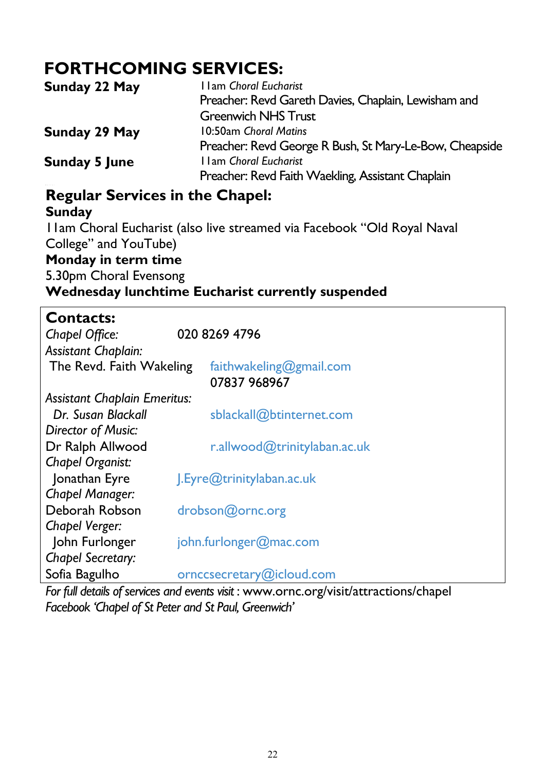# FORTHCOMING SERVICES:

**Sunday 22 May**
11am *Choral Eucharist*
Preacher: Revd Gareth Davies, Chaplain, Lewisham and Greenwich NHS Trust

**Sunday 29 May**
10:50am *Choral Matins*
Preacher: Revd George R Bush, St Mary-Le-Bow, Cheapside

**Sunday 5 June**
11am *Choral Eucharist*
Preacher: Revd Faith Waekling, Assistant Chaplain

## Regular Services in the Chapel:

**Sunday**
11am Choral Eucharist (also live streamed via Facebook "Old Royal Naval College" and YouTube)

**Monday in term time**
5.30pm Choral Evensong

**Wednesday lunchtime Eucharist currently suspended**

## Contacts:

*Chapel Office:* 020 8269 4796

*Assistant Chaplain:*
The Revd. Faith Wakeling faithwakeling@gmail.com
07837 968967

*Assistant Chaplain Emeritus:*
*Dr. Susan Blackall* sblackall@btinternet.com

*Director of Music:*
Dr Ralph Allwood r.allwood@trinitylaban.ac.uk

*Chapel Organist:*
Jonathan Eyre J.Eyre@trinitylaban.ac.uk

*Chapel Manager:*
Deborah Robson drobson@ornc.org

*Chapel Verger:*
John Furlonger john.furlonger@mac.com

*Chapel Secretary:*
Sofia Bagulho ornccsecretary@icloud.com

*For full details of services and events visit* : www.ornc.org/visit/attractions/chapel
*Facebook 'Chapel of St Peter and St Paul, Greenwich'*